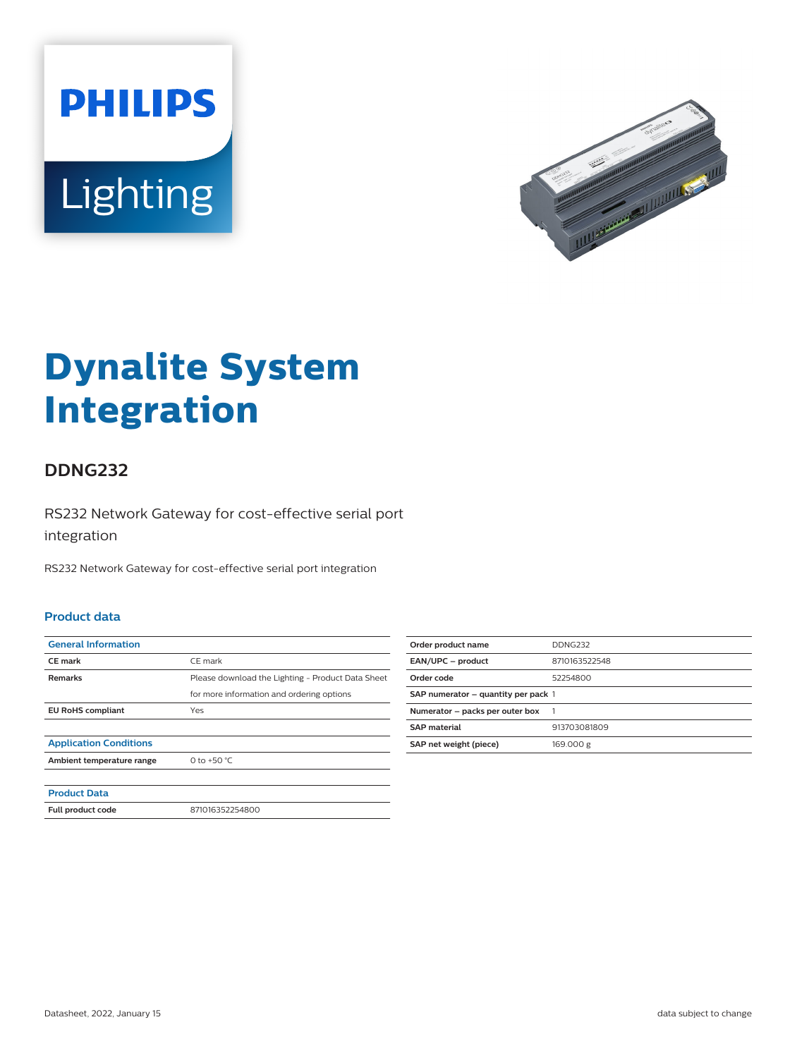PHILIPS

Lighting

# Dynalite System Integration

## DDNG232

RS232 Network Gateway for cost-effective serial port integration

RS232 Network Gateway for cost-effective serial port integration

### Product data

| General Information | |
|---|---|
| **CE mark** | CE mark |
| **Remarks** | Please download the Lighting - Product Data Sheet for more information and ordering options |
| **EU RoHS compliant** | Yes |

| Application Conditions | |
|---|---|
| **Ambient temperature range** | 0 to +50 °C |

| Product Data | |
|---|---|
| **Full product code** | 871016352254800 |

| | |
|---|---|
| **Order product name** | DDNG232 |
| **EAN/UPC – product** | 8710163522548 |
| **Order code** | 52254800 |
| **SAP numerator – quantity per pack** | 1 |
| **Numerator – packs per outer box** | 1 |
| **SAP material** | 913703081809 |
| **SAP net weight (piece)** | 169.000 g |

Datasheet, 2022, January 15

data subject to change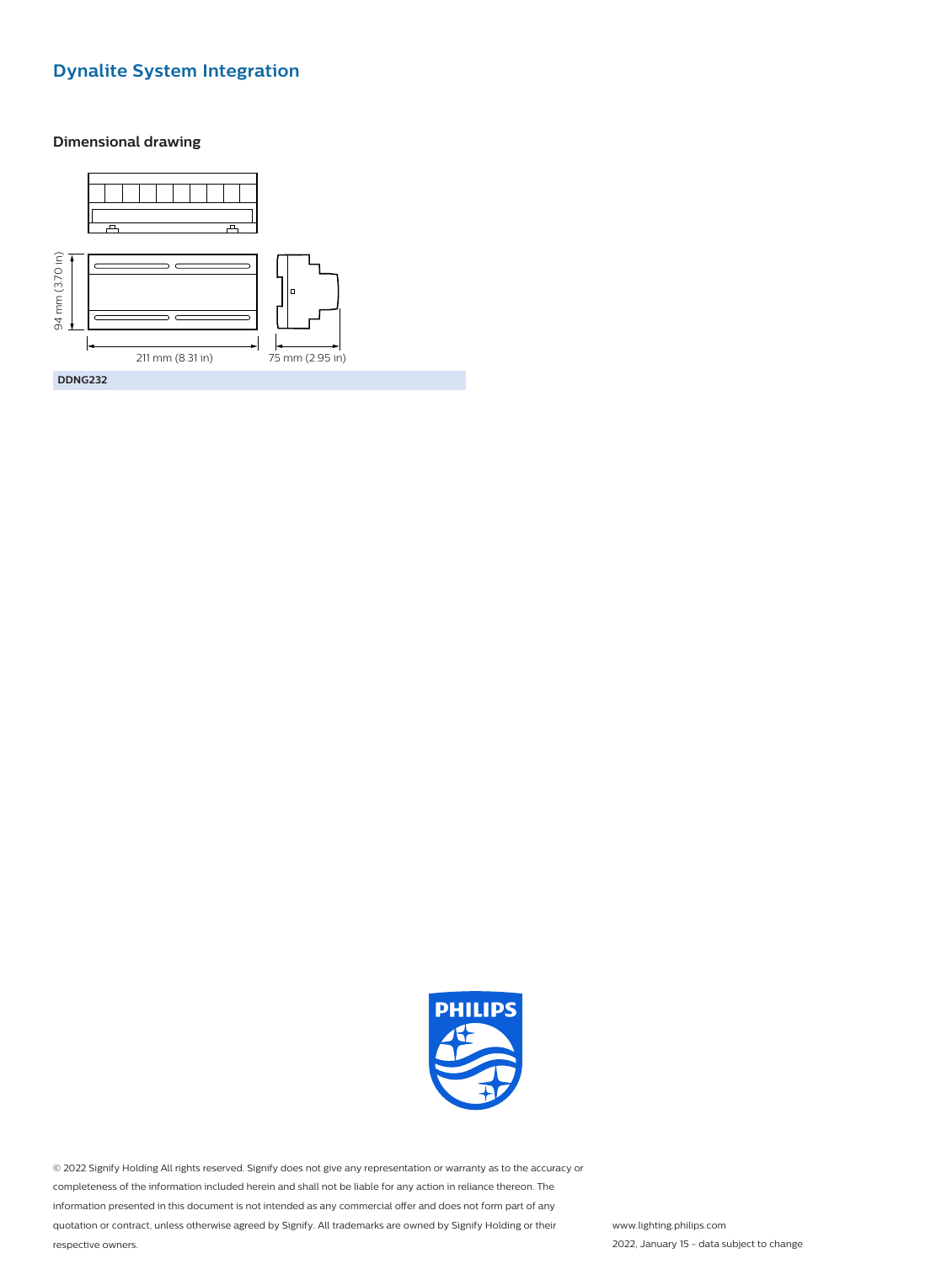## Dynalite System Integration

### Dimensional drawing

94 mm (3.70 in)

211 mm (8.31 in)

75 mm (2.95 in)

**DDNG232**

© 2022 Signify Holding All rights reserved. Signify does not give any representation or warranty as to the accuracy or completeness of the information included herein and shall not be liable for any action in reliance thereon. The information presented in this document is not intended as any commercial offer and does not form part of any quotation or contract, unless otherwise agreed by Signify. All trademarks are owned by Signify Holding or their respective owners.

www.lighting.philips.com

2022, January 15 - data subject to change